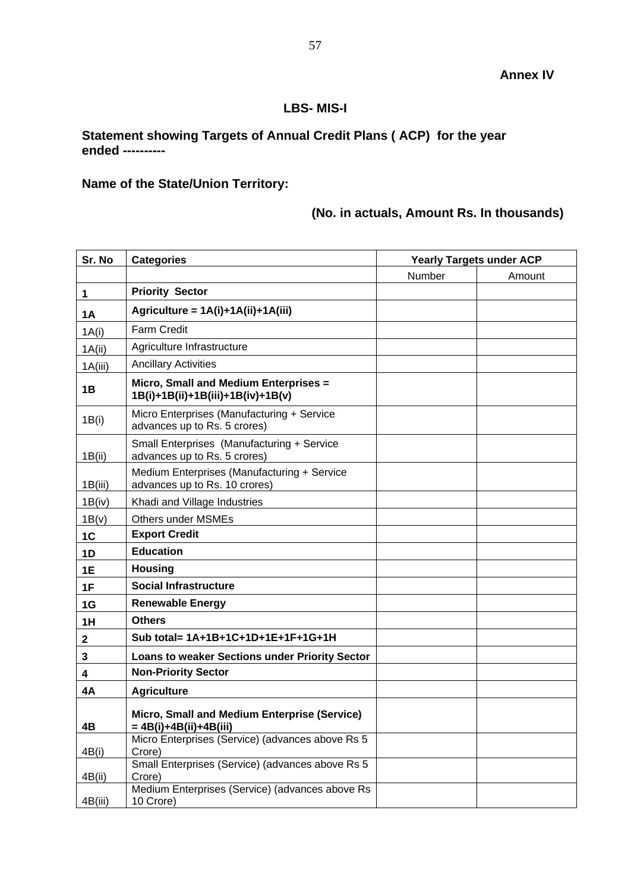**Annex IV**

## LBS- MIS-I

### Statement showing Targets of Annual Credit Plans ( ACP) for the year ended ----------

**Name of the State/Union Territory:**

**(No. in actuals, Amount Rs. In thousands)**

| Sr. No | Categories | Yearly Targets under ACP | |
|---|---|---|---|
| | | Number | Amount |
| **1** | **Priority Sector** | | |
| **1A** | **Agriculture = 1A(i)+1A(ii)+1A(iii)** | | |
| 1A(i) | Farm Credit | | |
| 1A(ii) | Agriculture Infrastructure | | |
| 1A(iii) | Ancillary Activities | | |
| **1B** | **Micro, Small and Medium Enterprises = 1B(i)+1B(ii)+1B(iii)+1B(iv)+1B(v)** | | |
| 1B(i) | Micro Enterprises (Manufacturing + Service advances up to Rs. 5 crores) | | |
| 1B(ii) | Small Enterprises (Manufacturing + Service advances up to Rs. 5 crores) | | |
| 1B(iii) | Medium Enterprises (Manufacturing + Service advances up to Rs. 10 crores) | | |
| 1B(iv) | Khadi and Village Industries | | |
| 1B(v) | Others under MSMEs | | |
| **1C** | **Export Credit** | | |
| **1D** | **Education** | | |
| **1E** | **Housing** | | |
| **1F** | **Social Infrastructure** | | |
| **1G** | **Renewable Energy** | | |
| **1H** | **Others** | | |
| **2** | **Sub total= 1A+1B+1C+1D+1E+1F+1G+1H** | | |
| **3** | **Loans to weaker Sections under Priority Sector** | | |
| **4** | **Non-Priority Sector** | | |
| **4A** | **Agriculture** | | |
| **4B** | **Micro, Small and Medium Enterprise (Service) = 4B(i)+4B(ii)+4B(iii)** | | |
| 4B(i) | Micro Enterprises (Service) (advances above Rs 5 Crore) | | |
| 4B(ii) | Small Enterprises (Service) (advances above Rs 5 Crore) | | |
| 4B(iii) | Medium Enterprises (Service) (advances above Rs 10 Crore) | | |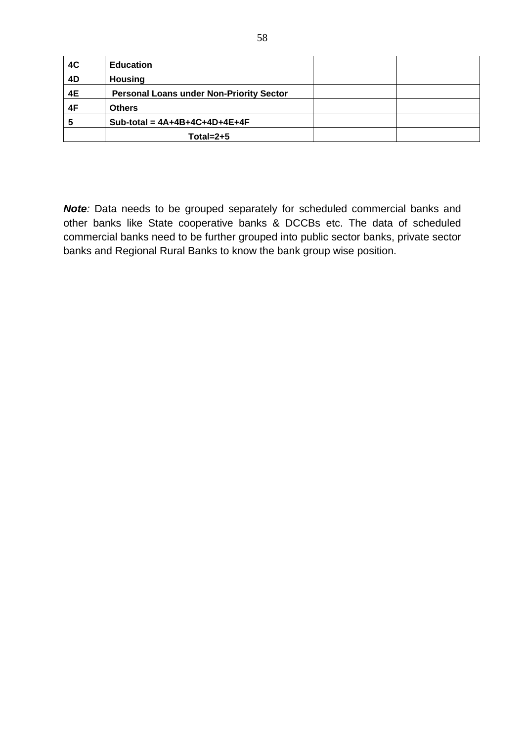| | | | |
|---|---|---|---|
| **4C** | **Education** | | |
| **4D** | **Housing** | | |
| **4E** | **Personal Loans under Non-Priority Sector** | | |
| **4F** | **Others** | | |
| **5** | **Sub-total = 4A+4B+4C+4D+4E+4F** | | |
| | **Total=2+5** | | |

***Note**:* Data needs to be grouped separately for scheduled commercial banks and other banks like State cooperative banks & DCCBs etc. The data of scheduled commercial banks need to be further grouped into public sector banks, private sector banks and Regional Rural Banks to know the bank group wise position.